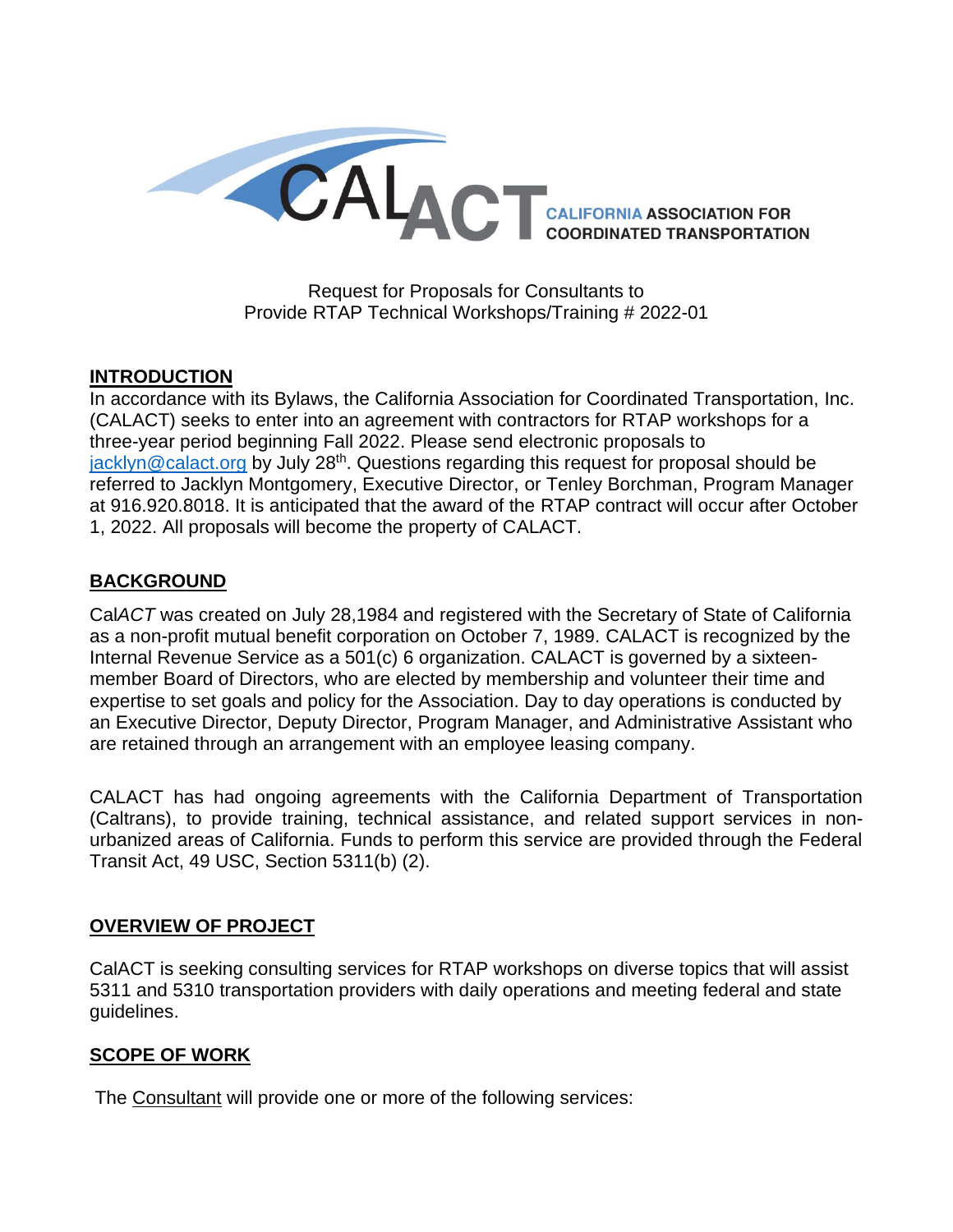CALACT CALIFORNIA ASSOCIATION FOR COORDINATED TRANSPORTATION

Request for Proposals for Consultants to
Provide RTAP Technical Workshops/Training # 2022-01

## INTRODUCTION

In accordance with its Bylaws, the California Association for Coordinated Transportation, Inc. (CALACT) seeks to enter into an agreement with contractors for RTAP workshops for a three-year period beginning Fall 2022. Please send electronic proposals to [jacklyn@calact.org](mailto:jacklyn@calact.org) by July 28th. Questions regarding this request for proposal should be referred to Jacklyn Montgomery, Executive Director, or Tenley Borchman, Program Manager at 916.920.8018. It is anticipated that the award of the RTAP contract will occur after October 1, 2022. All proposals will become the property of CALACT.

## BACKGROUND

Cal*ACT* was created on July 28,1984 and registered with the Secretary of State of California as a non-profit mutual benefit corporation on October 7, 1989. CALACT is recognized by the Internal Revenue Service as a 501(c) 6 organization. CALACT is governed by a sixteen-member Board of Directors, who are elected by membership and volunteer their time and expertise to set goals and policy for the Association. Day to day operations is conducted by an Executive Director, Deputy Director, Program Manager, and Administrative Assistant who are retained through an arrangement with an employee leasing company.

CALACT has had ongoing agreements with the California Department of Transportation (Caltrans), to provide training, technical assistance, and related support services in non-urbanized areas of California. Funds to perform this service are provided through the Federal Transit Act, 49 USC, Section 5311(b) (2).

## OVERVIEW OF PROJECT

CalACT is seeking consulting services for RTAP workshops on diverse topics that will assist 5311 and 5310 transportation providers with daily operations and meeting federal and state guidelines.

## SCOPE OF WORK

The Consultant will provide one or more of the following services: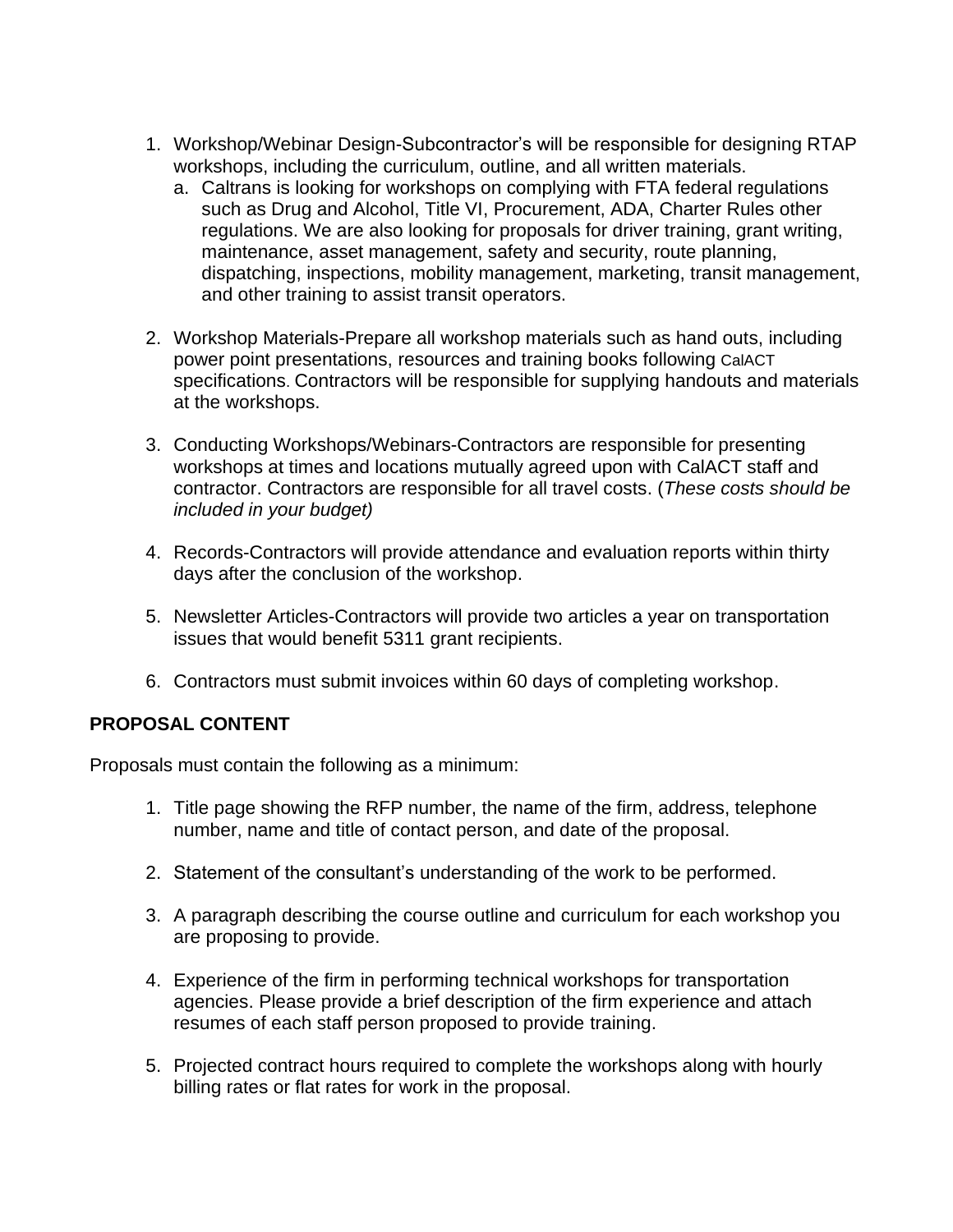1. Workshop/Webinar Design-Subcontractor's will be responsible for designing RTAP workshops, including the curriculum, outline, and all written materials.
   a. Caltrans is looking for workshops on complying with FTA federal regulations such as Drug and Alcohol, Title VI, Procurement, ADA, Charter Rules other regulations. We are also looking for proposals for driver training, grant writing, maintenance, asset management, safety and security, route planning, dispatching, inspections, mobility management, marketing, transit management, and other training to assist transit operators.

2. Workshop Materials-Prepare all workshop materials such as hand outs, including power point presentations, resources and training books following CalACT specifications. Contractors will be responsible for supplying handouts and materials at the workshops.

3. Conducting Workshops/Webinars-Contractors are responsible for presenting workshops at times and locations mutually agreed upon with CalACT staff and contractor. Contractors are responsible for all travel costs. (*These costs should be included in your budget)*

4. Records-Contractors will provide attendance and evaluation reports within thirty days after the conclusion of the workshop.

5. Newsletter Articles-Contractors will provide two articles a year on transportation issues that would benefit 5311 grant recipients.

6. Contractors must submit invoices within 60 days of completing workshop.

**PROPOSAL CONTENT**

Proposals must contain the following as a minimum:

1. Title page showing the RFP number, the name of the firm, address, telephone number, name and title of contact person, and date of the proposal.

2. Statement of the consultant's understanding of the work to be performed.

3. A paragraph describing the course outline and curriculum for each workshop you are proposing to provide.

4. Experience of the firm in performing technical workshops for transportation agencies. Please provide a brief description of the firm experience and attach resumes of each staff person proposed to provide training.

5. Projected contract hours required to complete the workshops along with hourly billing rates or flat rates for work in the proposal.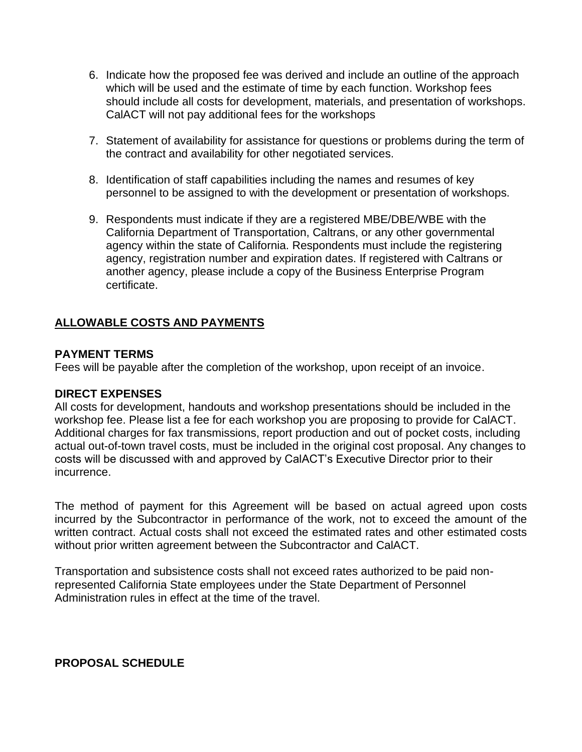6. Indicate how the proposed fee was derived and include an outline of the approach which will be used and the estimate of time by each function. Workshop fees should include all costs for development, materials, and presentation of workshops. CalACT will not pay additional fees for the workshops

7. Statement of availability for assistance for questions or problems during the term of the contract and availability for other negotiated services.

8. Identification of staff capabilities including the names and resumes of key personnel to be assigned to with the development or presentation of workshops.

9. Respondents must indicate if they are a registered MBE/DBE/WBE with the California Department of Transportation, Caltrans, or any other governmental agency within the state of California. Respondents must include the registering agency, registration number and expiration dates. If registered with Caltrans or another agency, please include a copy of the Business Enterprise Program certificate.

## ALLOWABLE COSTS AND PAYMENTS

**PAYMENT TERMS**
Fees will be payable after the completion of the workshop, upon receipt of an invoice.

**DIRECT EXPENSES**
All costs for development, handouts and workshop presentations should be included in the workshop fee. Please list a fee for each workshop you are proposing to provide for CalACT. Additional charges for fax transmissions, report production and out of pocket costs, including actual out-of-town travel costs, must be included in the original cost proposal. Any changes to costs will be discussed with and approved by CalACT's Executive Director prior to their incurrence.

The method of payment for this Agreement will be based on actual agreed upon costs incurred by the Subcontractor in performance of the work, not to exceed the amount of the written contract. Actual costs shall not exceed the estimated rates and other estimated costs without prior written agreement between the Subcontractor and CalACT.

Transportation and subsistence costs shall not exceed rates authorized to be paid non-represented California State employees under the State Department of Personnel Administration rules in effect at the time of the travel.

**PROPOSAL SCHEDULE**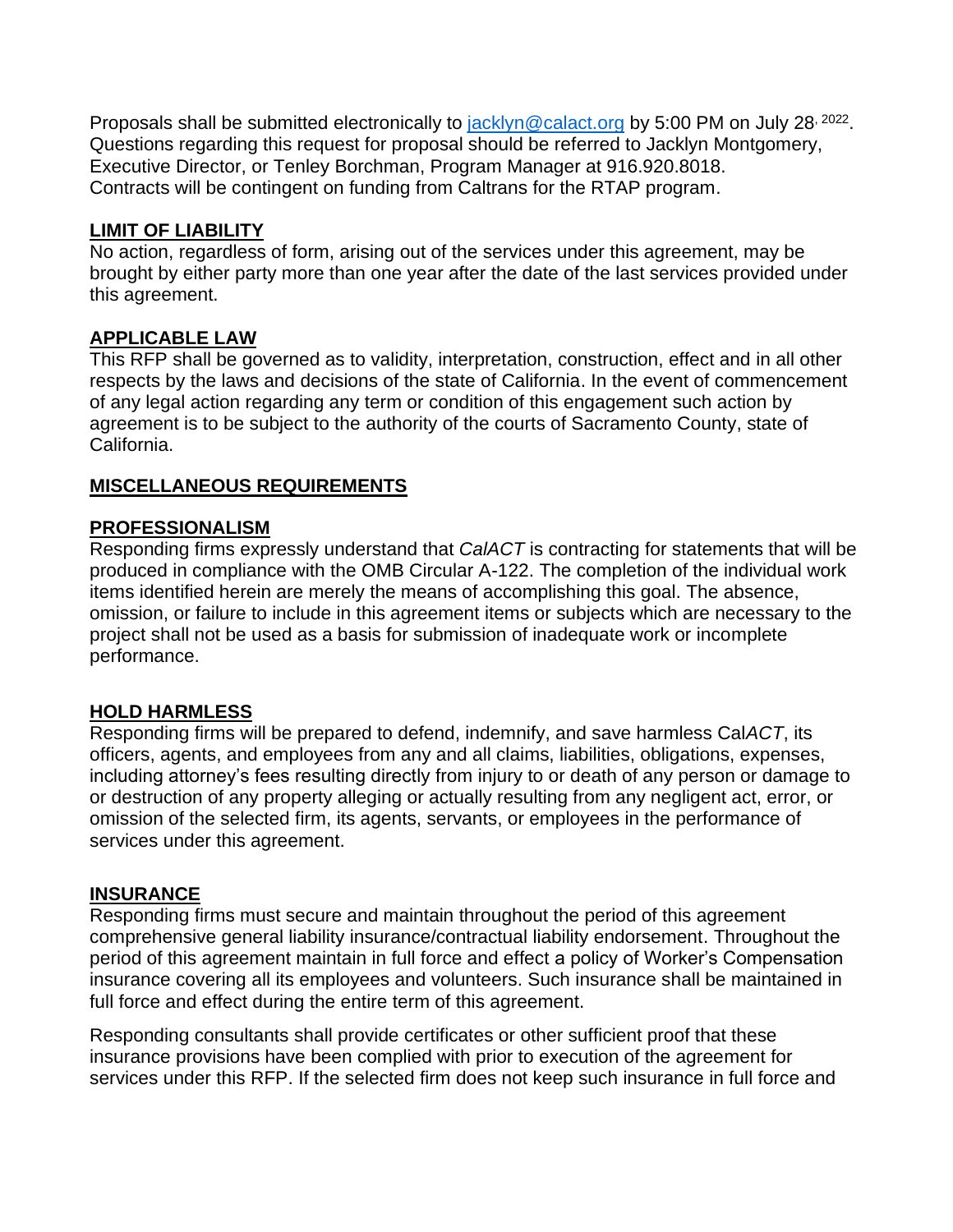Proposals shall be submitted electronically to [jacklyn@calact.org](mailto:jacklyn@calact.org) by 5:00 PM on July 28, 2022. Questions regarding this request for proposal should be referred to Jacklyn Montgomery, Executive Director, or Tenley Borchman, Program Manager at 916.920.8018. Contracts will be contingent on funding from Caltrans for the RTAP program.

**LIMIT OF LIABILITY**

No action, regardless of form, arising out of the services under this agreement, may be brought by either party more than one year after the date of the last services provided under this agreement.

**APPLICABLE LAW**

This RFP shall be governed as to validity, interpretation, construction, effect and in all other respects by the laws and decisions of the state of California. In the event of commencement of any legal action regarding any term or condition of this engagement such action by agreement is to be subject to the authority of the courts of Sacramento County, state of California.

**MISCELLANEOUS REQUIREMENTS**

**PROFESSIONALISM**

Responding firms expressly understand that *CalACT* is contracting for statements that will be produced in compliance with the OMB Circular A-122. The completion of the individual work items identified herein are merely the means of accomplishing this goal. The absence, omission, or failure to include in this agreement items or subjects which are necessary to the project shall not be used as a basis for submission of inadequate work or incomplete performance.

**HOLD HARMLESS**

Responding firms will be prepared to defend, indemnify, and save harmless Cal*ACT*, its officers, agents, and employees from any and all claims, liabilities, obligations, expenses, including attorney's fees resulting directly from injury to or death of any person or damage to or destruction of any property alleging or actually resulting from any negligent act, error, or omission of the selected firm, its agents, servants, or employees in the performance of services under this agreement.

**INSURANCE**

Responding firms must secure and maintain throughout the period of this agreement comprehensive general liability insurance/contractual liability endorsement. Throughout the period of this agreement maintain in full force and effect a policy of Worker's Compensation insurance covering all its employees and volunteers. Such insurance shall be maintained in full force and effect during the entire term of this agreement.

Responding consultants shall provide certificates or other sufficient proof that these insurance provisions have been complied with prior to execution of the agreement for services under this RFP. If the selected firm does not keep such insurance in full force and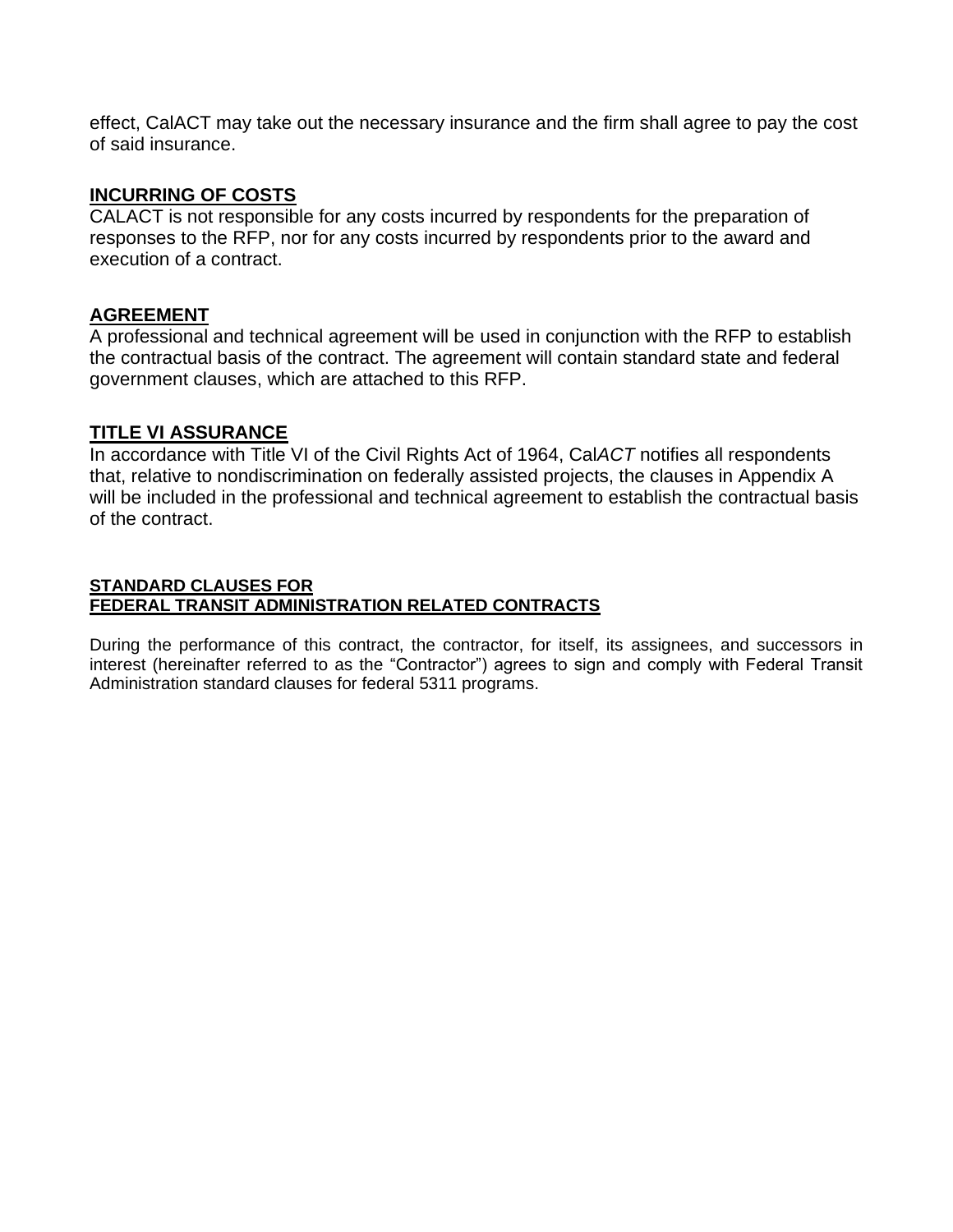effect, CalACT may take out the necessary insurance and the firm shall agree to pay the cost of said insurance.

## INCURRING OF COSTS

CALACT is not responsible for any costs incurred by respondents for the preparation of responses to the RFP, nor for any costs incurred by respondents prior to the award and execution of a contract.

## AGREEMENT

A professional and technical agreement will be used in conjunction with the RFP to establish the contractual basis of the contract. The agreement will contain standard state and federal government clauses, which are attached to this RFP.

## TITLE VI ASSURANCE

In accordance with Title VI of the Civil Rights Act of 1964, Cal*ACT* notifies all respondents that, relative to nondiscrimination on federally assisted projects, the clauses in Appendix A will be included in the professional and technical agreement to establish the contractual basis of the contract.

## STANDARD CLAUSES FOR FEDERAL TRANSIT ADMINISTRATION RELATED CONTRACTS

During the performance of this contract, the contractor, for itself, its assignees, and successors in interest (hereinafter referred to as the "Contractor") agrees to sign and comply with Federal Transit Administration standard clauses for federal 5311 programs.